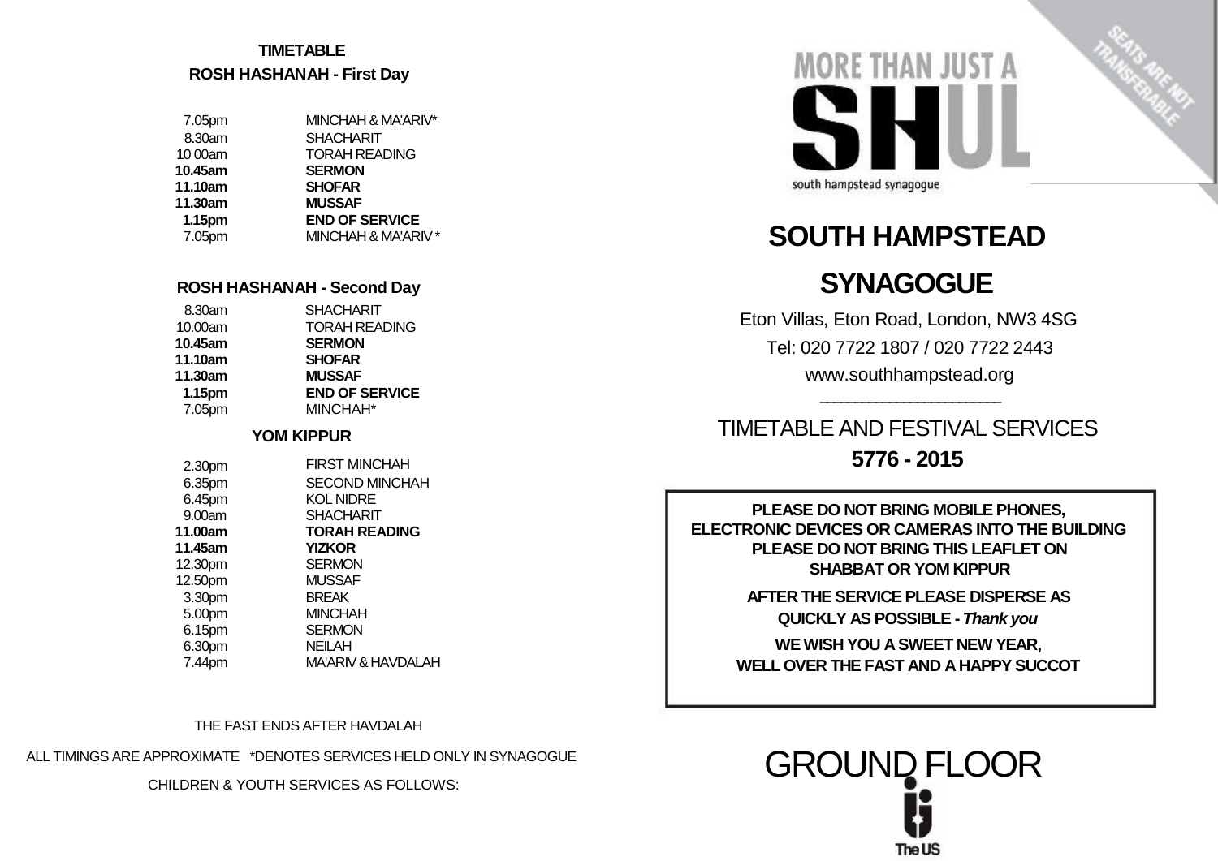## TIMETABLE

### ROSH HASHANAH - First Day

| | |
|---|---|
| 7.05pm | MINCHAH & MA'ARIV* |
| 8.30am | SHACHARIT |
| 10 00am | TORAH READING |
| **10.45am** | **SERMON** |
| **11.10am** | **SHOFAR** |
| **11.30am** | **MUSSAF** |
| **1.15pm** | **END OF SERVICE** |
| 7.05pm | MINCHAH & MA'ARIV * |

### ROSH HASHANAH - Second Day

| | |
|---|---|
| 8.30am | SHACHARIT |
| 10.00am | TORAH READING |
| **10.45am** | **SERMON** |
| **11.10am** | **SHOFAR** |
| **11.30am** | **MUSSAF** |
| **1.15pm** | **END OF SERVICE** |
| 7.05pm | MINCHAH* |

### YOM KIPPUR

| | |
|---|---|
| 2.30pm | FIRST MINCHAH |
| 6.35pm | SECOND MINCHAH |
| 6.45pm | KOL NIDRE |
| 9.00am | SHACHARIT |
| **11.00am** | **TORAH READING** |
| **11.45am** | **YIZKOR** |
| 12.30pm | SERMON |
| 12.50pm | MUSSAF |
| 3.30pm | BREAK |
| 5.00pm | MINCHAH |
| 6.15pm | SERMON |
| 6.30pm | NEILAH |
| 7.44pm | MA'ARIV & HAVDALAH |

THE FAST ENDS AFTER HAVDALAH

ALL TIMINGS ARE APPROXIMATE *DENOTES SERVICES HELD ONLY IN SYNAGOGUE

CHILDREN & YOUTH SERVICES AS FOLLOWS:

SEATS ARE NOT TRANSFERABLE

MORE THAN JUST A SHUL

south hampstead synagogue

# SOUTH HAMPSTEAD SYNAGOGUE

Eton Villas, Eton Road, London, NW3 4SG

Tel: 020 7722 1807 / 020 7722 2443

www.southhampstead.org

TIMETABLE AND FESTIVAL SERVICES

**5776 - 2015**

**PLEASE DO NOT BRING MOBILE PHONES, ELECTRONIC DEVICES OR CAMERAS INTO THE BUILDING**
**PLEASE DO NOT BRING THIS LEAFLET ON SHABBAT OR YOM KIPPUR**

**AFTER THE SERVICE PLEASE DISPERSE AS QUICKLY AS POSSIBLE - *Thank you***

**WE WISH YOU A SWEET NEW YEAR, WELL OVER THE FAST AND A HAPPY SUCCOT**

# GROUND FLOOR

The US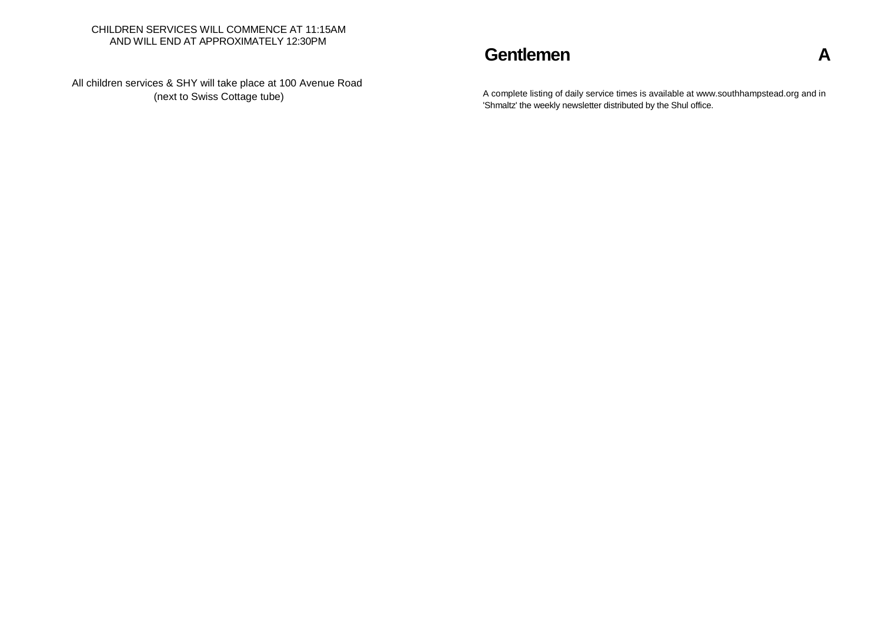CHILDREN SERVICES WILL COMMENCE AT 11:15AM
AND WILL END AT APPROXIMATELY 12:30PM

All children services & SHY will take place at 100 Avenue Road
(next to Swiss Cottage tube)

## Gentlemen A

A complete listing of daily service times is available at www.southhampstead.org and in 'Shmaltz' the weekly newsletter distributed by the Shul office.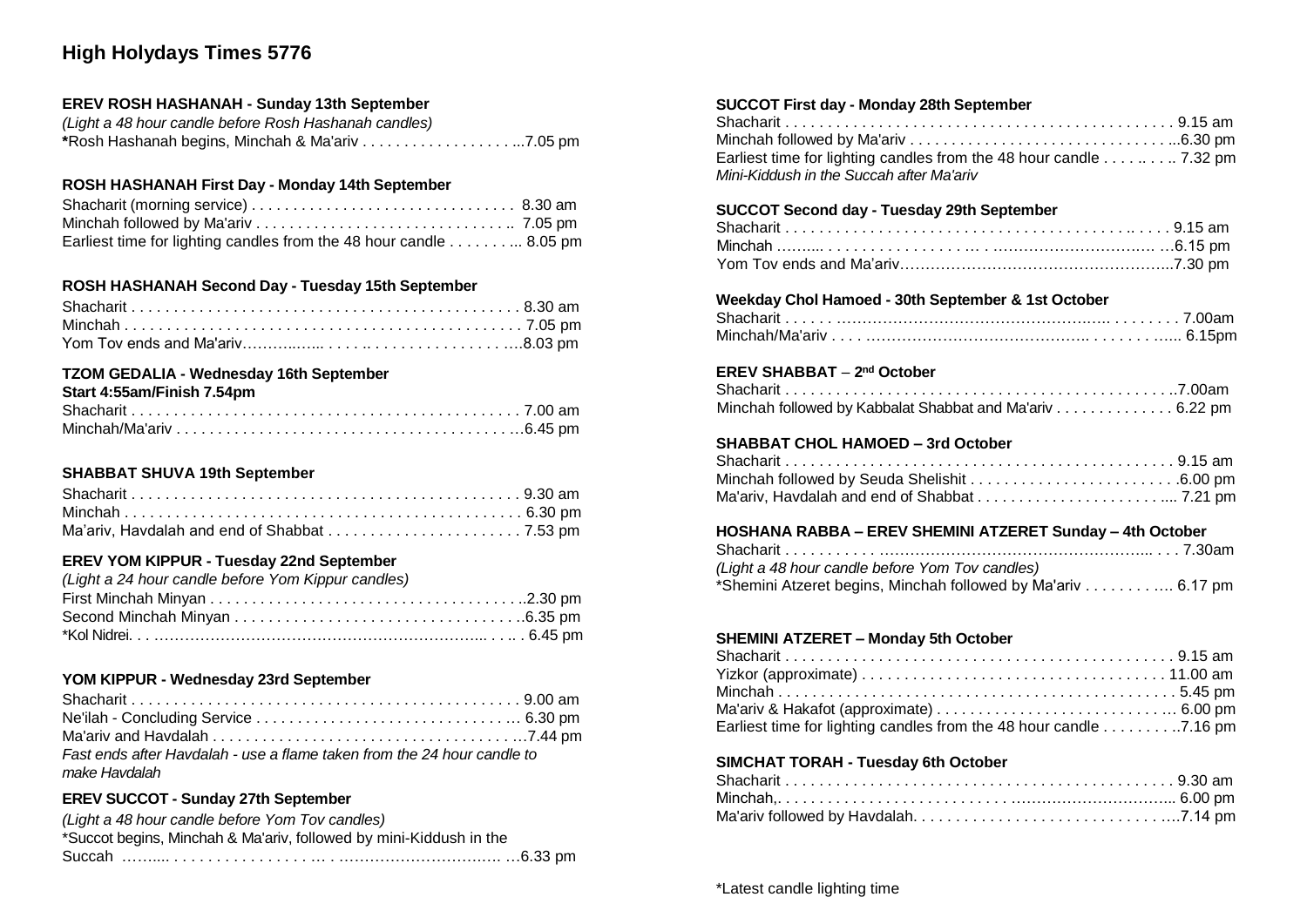## High Holydays Times 5776

**EREV ROSH HASHANAH - Sunday 13th September**

*(Light a 48 hour candle before Rosh Hashanah candles)*

***Rosh Hashanah begins, Minchah & Ma'ariv . . . . . . . . . . . . . . . . . . ...7.05 pm**

**ROSH HASHANAH First Day - Monday 14th September**

Shacharit (morning service) . . . . . . . . . . . . . . . . . . . . . . . . . . . . . . . 8.30 am
Minchah followed by Ma'ariv . . . . . . . . . . . . . . . . . . . . . . . . . . . . . .. 7.05 pm
Earliest time for lighting candles from the 48 hour candle . . . . . . . .. 8.05 pm

**ROSH HASHANAH Second Day - Tuesday 15th September**

Shacharit . . . . . . . . . . . . . . . . . . . . . . . . . . . . . . . . . . . . . . . . . . . . 8.30 am
Minchah . . . . . . . . . . . . . . . . . . . . . . . . . . . . . . . . . . . . . . . . . . . . . 7.05 pm
Yom Tov ends and Ma'ariv……....….... . . . . .. . . . . . . . . . . . . . . . ….8.03 pm

**TZOM GEDALIA - Wednesday 16th September**
**Start 4:55am/Finish 7.54pm**

Shacharit . . . . . . . . . . . . . . . . . . . . . . . . . . . . . . . . . . . . . . . . . . . . . 7.00 am
Minchah/Ma'ariv . . . . . . . . . . . . . . . . . . . . . . . . . . . . . . . . . . . . . . . ..6.45 pm

**SHABBAT SHUVA 19th September**

Shacharit . . . . . . . . . . . . . . . . . . . . . . . . . . . . . . . . . . . . . . . . . . . . 9.30 am
Minchah . . . . . . . . . . . . . . . . . . . . . . . . . . . . . . . . . . . . . . . . . . . . . 6.30 pm
Ma'ariv, Havdalah and end of Shabbat . . . . . . . . . . . . . . . . . . . . . . . 7.53 pm

**EREV YOM KIPPUR - Tuesday 22nd September**

*(Light a 24 hour candle before Yom Kippur candles)*

First Minchah Minyan . . . . . . . . . . . . . . . . . . . . . . . . . . . . . . . . . . . ..2.30 pm
Second Minchah Minyan . . . . . . . . . . . . . . . . . . . . . . . . . . . . . . . . . ..6.35 pm
*Kol Nidrei. . . ……………………………………………………... . . . . 6.45 pm

**YOM KIPPUR - Wednesday 23rd September**

Shacharit . . . . . . . . . . . . . . . . . . . . . . . . . . . . . . . . . . . . . . . . . . . . 9.00 am
Ne'ilah - Concluding Service . . . . . . . . . . . . . . . . . . . . . . . . . . . . . . ... 6.30 pm
Ma'ariv and Havdalah . . . . . . . . . . . . . . . . . . . . . . . . . . . . . . . . . . . …7.44 pm

*Fast ends after Havdalah - use a flame taken from the 24 hour candle to make Havdalah*

**EREV SUCCOT - Sunday 27th September**

*(Light a 48 hour candle before Yom Tov candles)*

*Succot begins, Minchah & Ma'ariv, followed by mini-Kiddush in the Succah ……... . . . . . . . . . . . . . . . .. . ……………………. …6.33 pm

**SUCCOT First day - Monday 28th September**

Shacharit . . . . . . . . . . . . . . . . . . . . . . . . . . . . . . . . . . . . . . . . . . . . 9.15 am
Minchah followed by Ma'ariv . . . . . . . . . . . . . . . . . . . . . . . . . . . . . . ...6.30 pm
Earliest time for lighting candles from the 48 hour candle . . . . .. . . .. 7.32 pm

*Mini-Kiddush in the Succah after Ma'ariv*

**SUCCOT Second day - Tuesday 29th September**

Shacharit . . . . . . . . . . . . . . . . . . . . . . . . . . . . . . . . . . . . . . .. . . . . 9.15 am
Minchah ……... . . . . . . . . . . . . . . . . .. . .……………………….. …6.15 pm
Yom Tov ends and Ma'ariv……………………………………………..7.30 pm

**Weekday Chol Hamoed - 30th September & 1st October**

Shacharit . . . . . . ………………………………………….. . . . . . . . . 7.00am
Minchah/Ma'ariv . . . . ………………………………….. . . . . . . . ..... 6.15pm

**EREV SHABBAT – 2nd October**

Shacharit . . . . . . . . . . . . . . . . . . . . . . . . . . . . . . . . . . . . . . . . . . . ..7.00am
Minchah followed by Kabbalat Shabbat and Ma'ariv . . . . . . . . . . . . . . 6.22 pm

**SHABBAT CHOL HAMOED – 3rd October**

Shacharit . . . . . . . . . . . . . . . . . . . . . . . . . . . . . . . . . . . . . . . . . . . . 9.15 am
Minchah followed by Seuda Shelishit . . . . . . . . . . . . . . . . . . . . . . . . .6.00 pm
Ma'ariv, Havdalah and end of Shabbat . . . . . . . . . . . . . . . . . . . . . . .... 7.21 pm

**HOSHANA RABBA – EREV SHEMINI ATZERET Sunday – 4th October**

Shacharit . . . . . . . . . . ……………………………………………... . . . 7.30am

*(Light a 48 hour candle before Yom Tov candles)*

*Shemini Atzeret begins, Minchah followed by Ma'ariv . . . . . . . . .… 6.17 pm

**SHEMINI ATZERET – Monday 5th October**

Shacharit . . . . . . . . . . . . . . . . . . . . . . . . . . . . . . . . . . . . . . . . . . . . 9.15 am
Yizkor (approximate) . . . . . . . . . . . . . . . . . . . . . . . . . . . . . . . . . . . 11.00 am
Minchah . . . . . . . . . . . . . . . . . . . . . . . . . . . . . . . . . . . . . . . . . . . . . 5.45 pm
Ma'ariv & Hakafot (approximate) . . . . . . . . . . . . . . . . . . . . . . . . . . . ... 6.00 pm
Earliest time for lighting candles from the 48 hour candle . . . . . . . . ..7.16 pm

**SIMCHAT TORAH - Tuesday 6th October**

Shacharit . . . . . . . . . . . . . . . . . . . . . . . . . . . . . . . . . . . . . . . . . . . . 9.30 am
Minchah,. . . . . . . . . . . . . . . . . . . . . . . . . . . .…..……………………... 6.00 pm
Ma'ariv followed by Havdalah. . . . . . . . . . . . . . . . . . . . . . . . . . . . . ....7.14 pm

*Latest candle lighting time